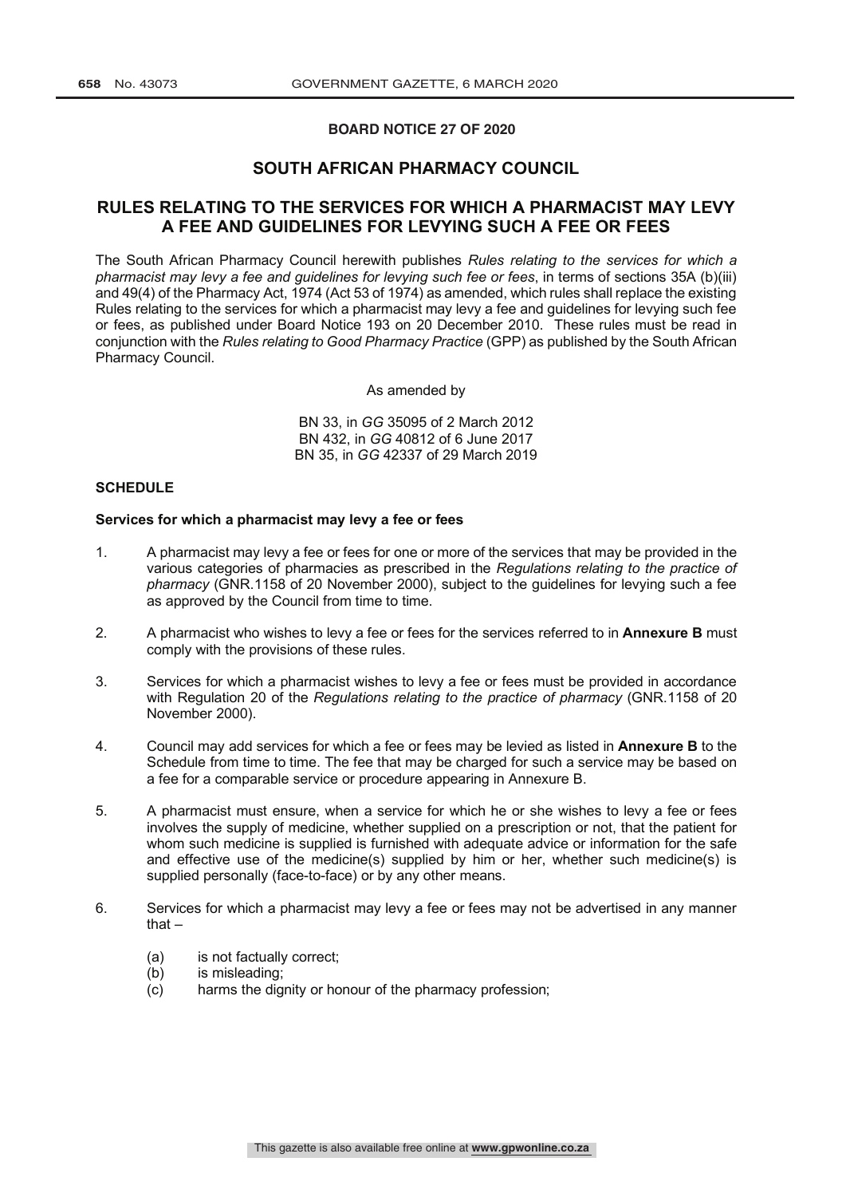**BOARD NOTICE 27 OF 2020**

# SOUTH AFRICAN PHARMACY COUNCIL

## RULES RELATING TO THE SERVICES FOR WHICH A PHARMACIST MAY LEVY A FEE AND GUIDELINES FOR LEVYING SUCH A FEE OR FEES

The South African Pharmacy Council herewith publishes *Rules relating to the services for which a pharmacist may levy a fee and guidelines for levying such fee or fees*, in terms of sections 35A (b)(iii) and 49(4) of the Pharmacy Act, 1974 (Act 53 of 1974) as amended, which rules shall replace the existing Rules relating to the services for which a pharmacist may levy a fee and guidelines for levying such fee or fees, as published under Board Notice 193 on 20 December 2010. These rules must be read in conjunction with the *Rules relating to Good Pharmacy Practice* (GPP) as published by the South African Pharmacy Council.

As amended by

BN 33, in *GG* 35095 of 2 March 2012
BN 432, in *GG* 40812 of 6 June 2017
BN 35, in *GG* 42337 of 29 March 2019

**SCHEDULE**

**Services for which a pharmacist may levy a fee or fees**

1. A pharmacist may levy a fee or fees for one or more of the services that may be provided in the various categories of pharmacies as prescribed in the *Regulations relating to the practice of pharmacy* (GNR.1158 of 20 November 2000), subject to the guidelines for levying such a fee as approved by the Council from time to time.

2. A pharmacist who wishes to levy a fee or fees for the services referred to in **Annexure B** must comply with the provisions of these rules.

3. Services for which a pharmacist wishes to levy a fee or fees must be provided in accordance with Regulation 20 of the *Regulations relating to the practice of pharmacy* (GNR.1158 of 20 November 2000).

4. Council may add services for which a fee or fees may be levied as listed in **Annexure B** to the Schedule from time to time. The fee that may be charged for such a service may be based on a fee for a comparable service or procedure appearing in Annexure B.

5. A pharmacist must ensure, when a service for which he or she wishes to levy a fee or fees involves the supply of medicine, whether supplied on a prescription or not, that the patient for whom such medicine is supplied is furnished with adequate advice or information for the safe and effective use of the medicine(s) supplied by him or her, whether such medicine(s) is supplied personally (face-to-face) or by any other means.

6. Services for which a pharmacist may levy a fee or fees may not be advertised in any manner that –

   (a) is not factually correct;
   (b) is misleading;
   (c) harms the dignity or honour of the pharmacy profession;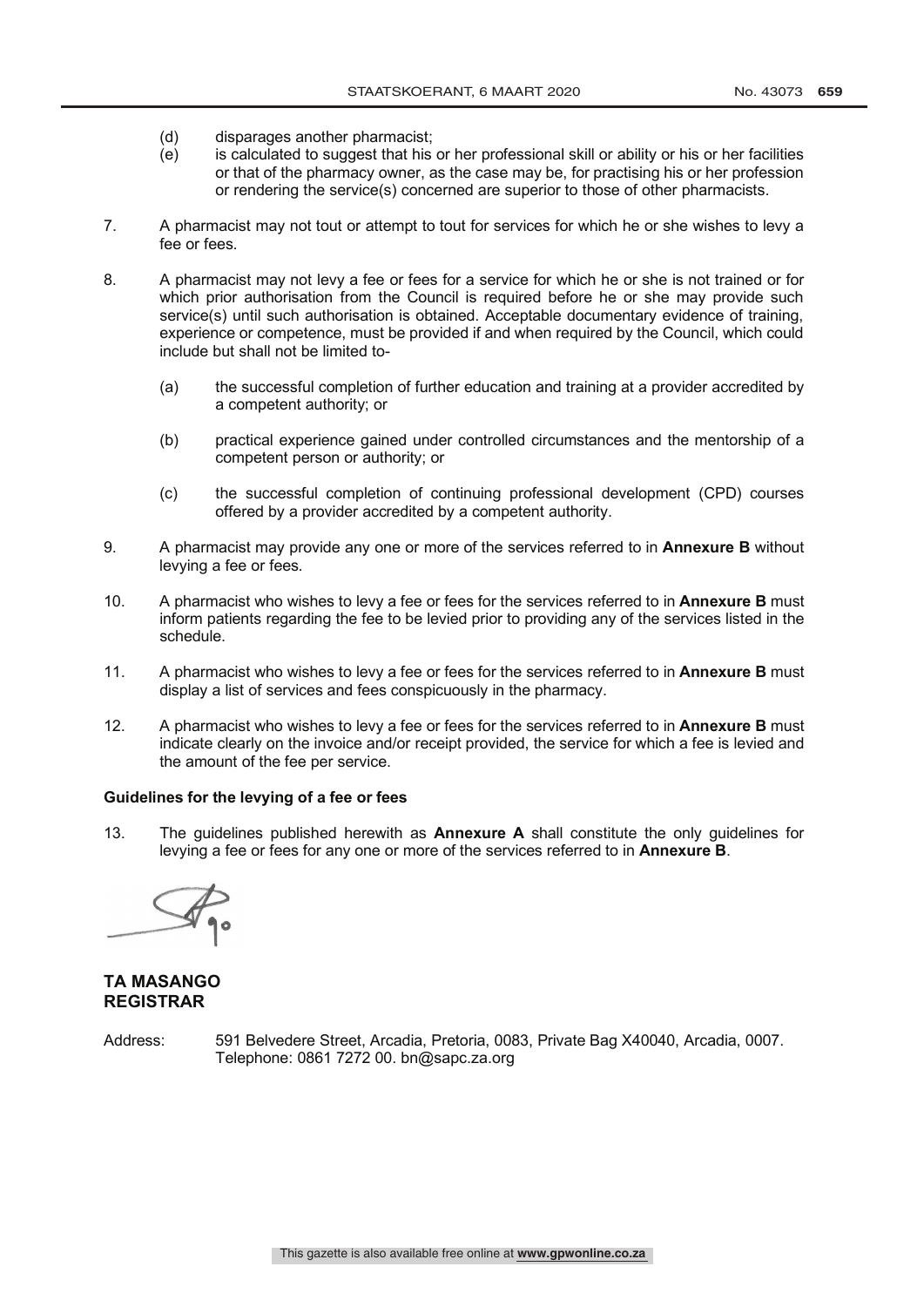(d) disparages another pharmacist;

(e) is calculated to suggest that his or her professional skill or ability or his or her facilities or that of the pharmacy owner, as the case may be, for practising his or her profession or rendering the service(s) concerned are superior to those of other pharmacists.

7. A pharmacist may not tout or attempt to tout for services for which he or she wishes to levy a fee or fees.

8. A pharmacist may not levy a fee or fees for a service for which he or she is not trained or for which prior authorisation from the Council is required before he or she may provide such service(s) until such authorisation is obtained. Acceptable documentary evidence of training, experience or competence, must be provided if and when required by the Council, which could include but shall not be limited to-

   (a) the successful completion of further education and training at a provider accredited by a competent authority; or

   (b) practical experience gained under controlled circumstances and the mentorship of a competent person or authority; or

   (c) the successful completion of continuing professional development (CPD) courses offered by a provider accredited by a competent authority.

9. A pharmacist may provide any one or more of the services referred to in **Annexure B** without levying a fee or fees.

10. A pharmacist who wishes to levy a fee or fees for the services referred to in **Annexure B** must inform patients regarding the fee to be levied prior to providing any of the services listed in the schedule.

11. A pharmacist who wishes to levy a fee or fees for the services referred to in **Annexure B** must display a list of services and fees conspicuously in the pharmacy.

12. A pharmacist who wishes to levy a fee or fees for the services referred to in **Annexure B** must indicate clearly on the invoice and/or receipt provided, the service for which a fee is levied and the amount of the fee per service.

**Guidelines for the levying of a fee or fees**

13. The guidelines published herewith as **Annexure A** shall constitute the only guidelines for levying a fee or fees for any one or more of the services referred to in **Annexure B**.

**TA MASANGO**
**REGISTRAR**

Address: 591 Belvedere Street, Arcadia, Pretoria, 0083, Private Bag X40040, Arcadia, 0007. Telephone: 0861 7272 00. bn@sapc.za.org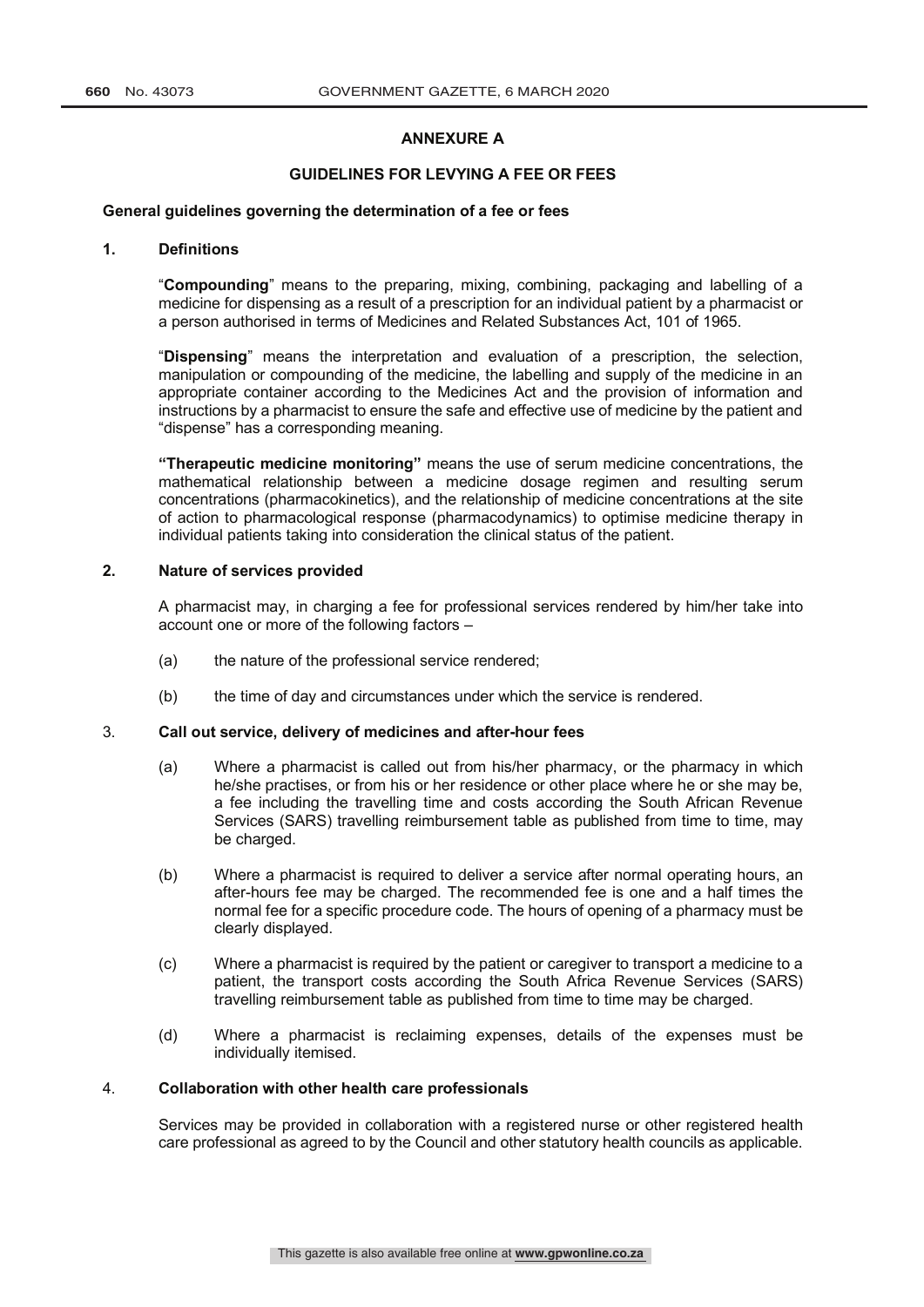# ANNEXURE A

## GUIDELINES FOR LEVYING A FEE OR FEES

**General guidelines governing the determination of a fee or fees**

**1. Definitions**

"**Compounding**" means to the preparing, mixing, combining, packaging and labelling of a medicine for dispensing as a result of a prescription for an individual patient by a pharmacist or a person authorised in terms of Medicines and Related Substances Act, 101 of 1965.

"**Dispensing**" means the interpretation and evaluation of a prescription, the selection, manipulation or compounding of the medicine, the labelling and supply of the medicine in an appropriate container according to the Medicines Act and the provision of information and instructions by a pharmacist to ensure the safe and effective use of medicine by the patient and "dispense" has a corresponding meaning.

**"Therapeutic medicine monitoring"** means the use of serum medicine concentrations, the mathematical relationship between a medicine dosage regimen and resulting serum concentrations (pharmacokinetics), and the relationship of medicine concentrations at the site of action to pharmacological response (pharmacodynamics) to optimise medicine therapy in individual patients taking into consideration the clinical status of the patient.

**2. Nature of services provided**

A pharmacist may, in charging a fee for professional services rendered by him/her take into account one or more of the following factors –

(a) the nature of the professional service rendered;

(b) the time of day and circumstances under which the service is rendered.

**3. Call out service, delivery of medicines and after-hour fees**

(a) Where a pharmacist is called out from his/her pharmacy, or the pharmacy in which he/she practises, or from his or her residence or other place where he or she may be, a fee including the travelling time and costs according the South African Revenue Services (SARS) travelling reimbursement table as published from time to time, may be charged.

(b) Where a pharmacist is required to deliver a service after normal operating hours, an after-hours fee may be charged. The recommended fee is one and a half times the normal fee for a specific procedure code. The hours of opening of a pharmacy must be clearly displayed.

(c) Where a pharmacist is required by the patient or caregiver to transport a medicine to a patient, the transport costs according the South Africa Revenue Services (SARS) travelling reimbursement table as published from time to time may be charged.

(d) Where a pharmacist is reclaiming expenses, details of the expenses must be individually itemised.

**4. Collaboration with other health care professionals**

Services may be provided in collaboration with a registered nurse or other registered health care professional as agreed to by the Council and other statutory health councils as applicable.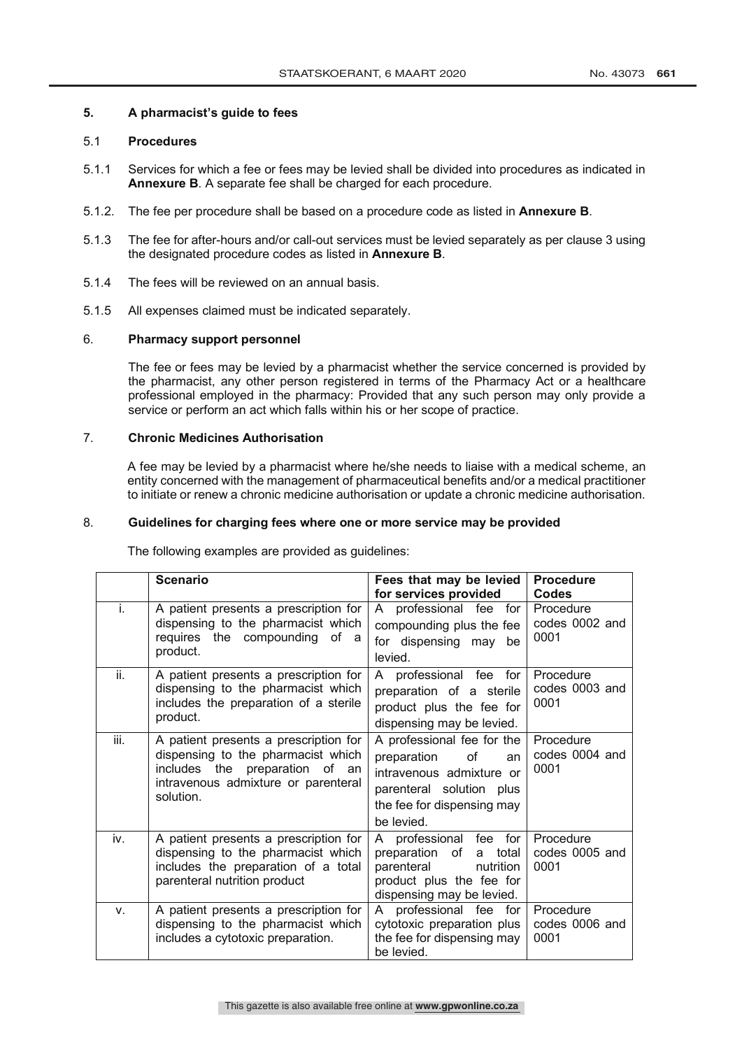## 5. A pharmacist's guide to fees

### 5.1 Procedures

5.1.1 Services for which a fee or fees may be levied shall be divided into procedures as indicated in **Annexure B**. A separate fee shall be charged for each procedure.

5.1.2. The fee per procedure shall be based on a procedure code as listed in **Annexure B**.

5.1.3 The fee for after-hours and/or call-out services must be levied separately as per clause 3 using the designated procedure codes as listed in **Annexure B**.

5.1.4 The fees will be reviewed on an annual basis.

5.1.5 All expenses claimed must be indicated separately.

## 6. Pharmacy support personnel

The fee or fees may be levied by a pharmacist whether the service concerned is provided by the pharmacist, any other person registered in terms of the Pharmacy Act or a healthcare professional employed in the pharmacy: Provided that any such person may only provide a service or perform an act which falls within his or her scope of practice.

## 7. Chronic Medicines Authorisation

A fee may be levied by a pharmacist where he/she needs to liaise with a medical scheme, an entity concerned with the management of pharmaceutical benefits and/or a medical practitioner to initiate or renew a chronic medicine authorisation or update a chronic medicine authorisation.

## 8. Guidelines for charging fees where one or more service may be provided

The following examples are provided as guidelines:

| | Scenario | Fees that may be levied for services provided | Procedure Codes |
|---|---|---|---|
| i. | A patient presents a prescription for dispensing to the pharmacist which requires the compounding of a product. | A professional fee for compounding plus the fee for dispensing may be levied. | Procedure codes 0002 and 0001 |
| ii. | A patient presents a prescription for dispensing to the pharmacist which includes the preparation of a sterile product. | A professional fee for preparation of a sterile product plus the fee for dispensing may be levied. | Procedure codes 0003 and 0001 |
| iii. | A patient presents a prescription for dispensing to the pharmacist which includes the preparation of an intravenous admixture or parenteral solution. | A professional fee for the preparation of an intravenous admixture or parenteral solution plus the fee for dispensing may be levied. | Procedure codes 0004 and 0001 |
| iv. | A patient presents a prescription for dispensing to the pharmacist which includes the preparation of a total parenteral nutrition product | A professional fee for preparation of a total parenteral nutrition product plus the fee for dispensing may be levied. | Procedure codes 0005 and 0001 |
| v. | A patient presents a prescription for dispensing to the pharmacist which includes a cytotoxic preparation. | A professional fee for cytotoxic preparation plus the fee for dispensing may be levied. | Procedure codes 0006 and 0001 |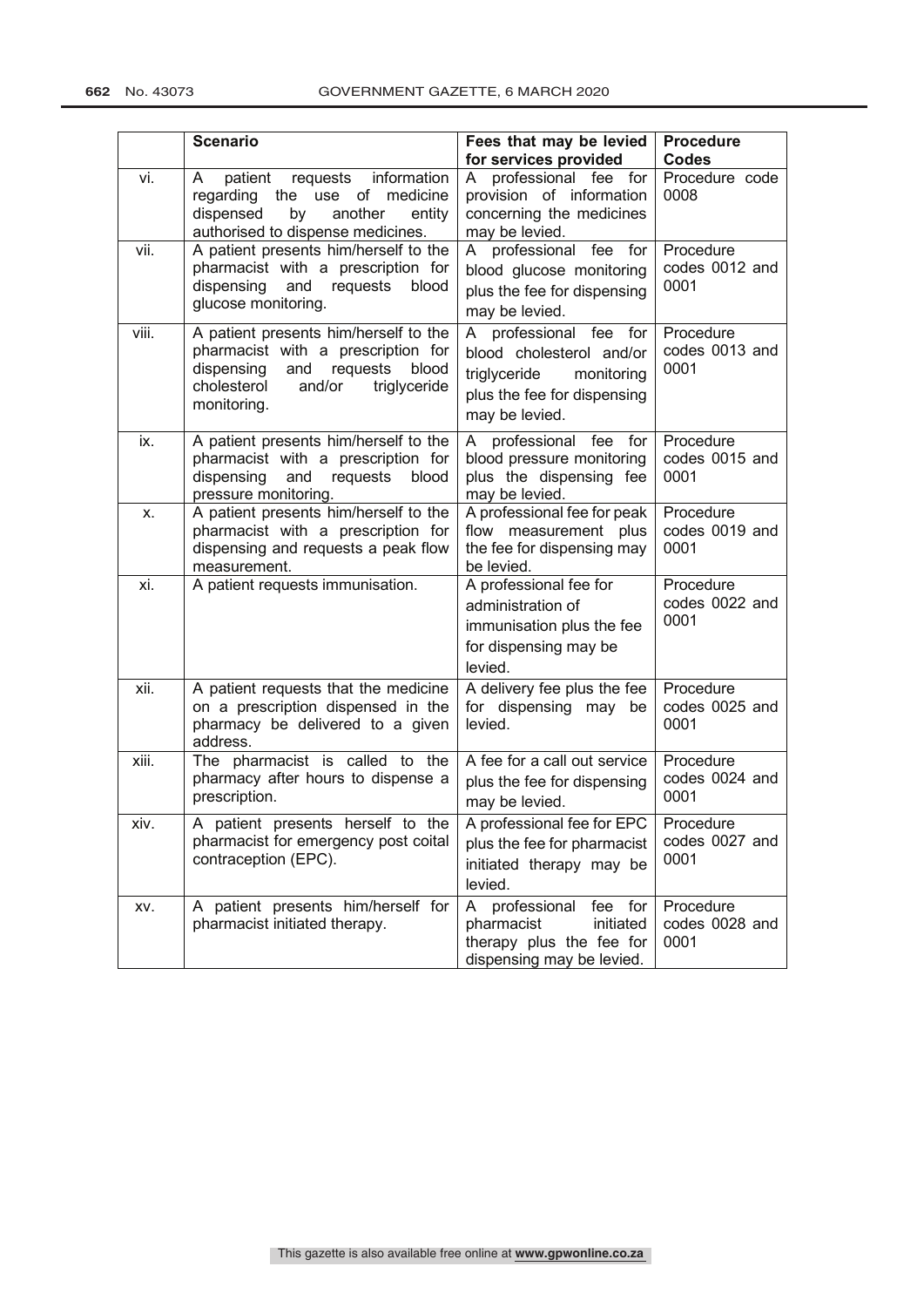|  | Scenario | Fees that may be levied for services provided | Procedure Codes |
|---|---|---|---|
| vi. | A patient requests information regarding the use of medicine dispensed by another entity authorised to dispense medicines. | A professional fee for provision of information concerning the medicines may be levied. | Procedure code 0008 |
| vii. | A patient presents him/herself to the pharmacist with a prescription for dispensing and requests blood glucose monitoring. | A professional fee for blood glucose monitoring plus the fee for dispensing may be levied. | Procedure codes 0012 and 0001 |
| viii. | A patient presents him/herself to the pharmacist with a prescription for dispensing and requests blood cholesterol and/or triglyceride monitoring. | A professional fee for blood cholesterol and/or triglyceride monitoring plus the fee for dispensing may be levied. | Procedure codes 0013 and 0001 |
| ix. | A patient presents him/herself to the pharmacist with a prescription for dispensing and requests blood pressure monitoring. | A professional fee for blood pressure monitoring plus the dispensing fee may be levied. | Procedure codes 0015 and 0001 |
| x. | A patient presents him/herself to the pharmacist with a prescription for dispensing and requests a peak flow measurement. | A professional fee for peak flow measurement plus the fee for dispensing may be levied. | Procedure codes 0019 and 0001 |
| xi. | A patient requests immunisation. | A professional fee for administration of immunisation plus the fee for dispensing may be levied. | Procedure codes 0022 and 0001 |
| xii. | A patient requests that the medicine on a prescription dispensed in the pharmacy be delivered to a given address. | A delivery fee plus the fee for dispensing may be levied. | Procedure codes 0025 and 0001 |
| xiii. | The pharmacist is called to the pharmacy after hours to dispense a prescription. | A fee for a call out service plus the fee for dispensing may be levied. | Procedure codes 0024 and 0001 |
| xiv. | A patient presents herself to the pharmacist for emergency post coital contraception (EPC). | A professional fee for EPC plus the fee for pharmacist initiated therapy may be levied. | Procedure codes 0027 and 0001 |
| xv. | A patient presents him/herself for pharmacist initiated therapy. | A professional fee for pharmacist initiated therapy plus the fee for dispensing may be levied. | Procedure codes 0028 and 0001 |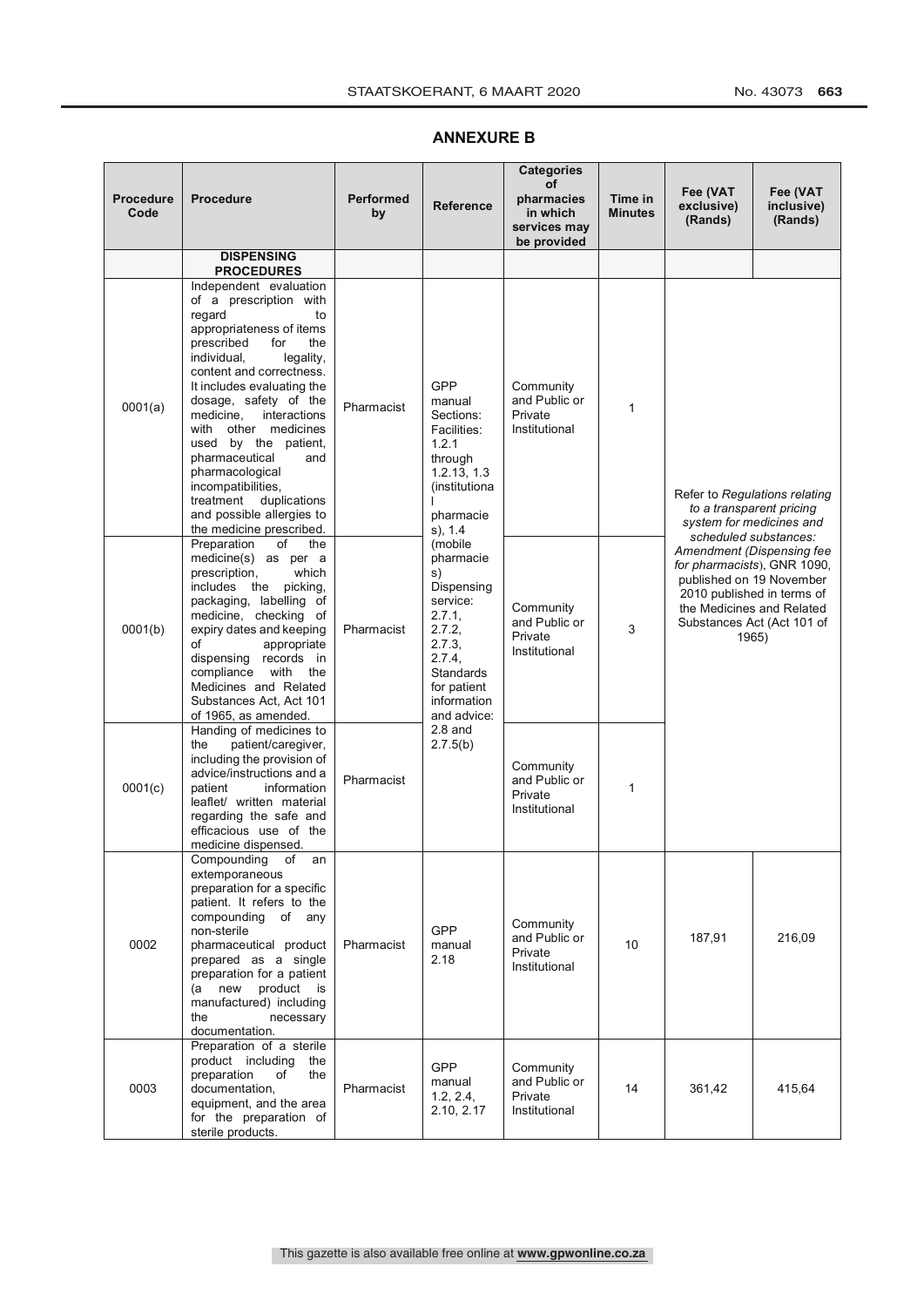## ANNEXURE B

| Procedure Code | Procedure | Performed by | Reference | Categories of pharmacies in which services may be provided | Time in Minutes | Fee (VAT exclusive) (Rands) | Fee (VAT inclusive) (Rands) |
|---|---|---|---|---|---|---|---|
| | **DISPENSING PROCEDURES** | | | | | | |
| 0001(a) | Independent evaluation of a prescription with regard to appropriateness of items prescribed for the individual, legality, content and correctness. It includes evaluating the dosage, safety of the medicine, interactions with other medicines used by the patient, pharmaceutical and pharmacological incompatibilities, treatment duplications and possible allergies to the medicine prescribed. | Pharmacist | GPP manual Sections: Facilities: 1.2.1 through 1.2.13, 1.3 (institutional pharmacies), 1.4 (mobile pharmacies) Dispensing service: 2.7.1, 2.7.2, 2.7.3, 2.7.4, Standards for patient information and advice: 2.8 and 2.7.5(b) | Community and Public or Private Institutional | 1 | Refer to *Regulations relating to a transparent pricing system for medicines and scheduled substances: Amendment (Dispensing fee for pharmacists)*, GNR 1090, published on 19 November 2010 published in terms of the Medicines and Related Substances Act (Act 101 of 1965) | |
| 0001(b) | Preparation of the medicine(s) as per a prescription, which includes the picking, packaging, labelling of medicine, checking of expiry dates and keeping of appropriate dispensing records in compliance with the Medicines and Related Substances Act, Act 101 of 1965, as amended. | Pharmacist | | Community and Public or Private Institutional | 3 | | |
| 0001(c) | Handing of medicines to the patient/caregiver, including the provision of advice/instructions and a patient information leaflet/ written material regarding the safe and efficacious use of the medicine dispensed. | Pharmacist | | Community and Public or Private Institutional | 1 | | |
| 0002 | Compounding of an extemporaneous preparation for a specific patient. It refers to the compounding of any non-sterile pharmaceutical product prepared as a single preparation for a patient (a new product is manufactured) including the necessary documentation. | Pharmacist | GPP manual 2.18 | Community and Public or Private Institutional | 10 | 187,91 | 216,09 |
| 0003 | Preparation of a sterile product including the preparation of the documentation, equipment, and the area for the preparation of sterile products. | Pharmacist | GPP manual 1.2, 2.4, 2.10, 2.17 | Community and Public or Private Institutional | 14 | 361,42 | 415,64 |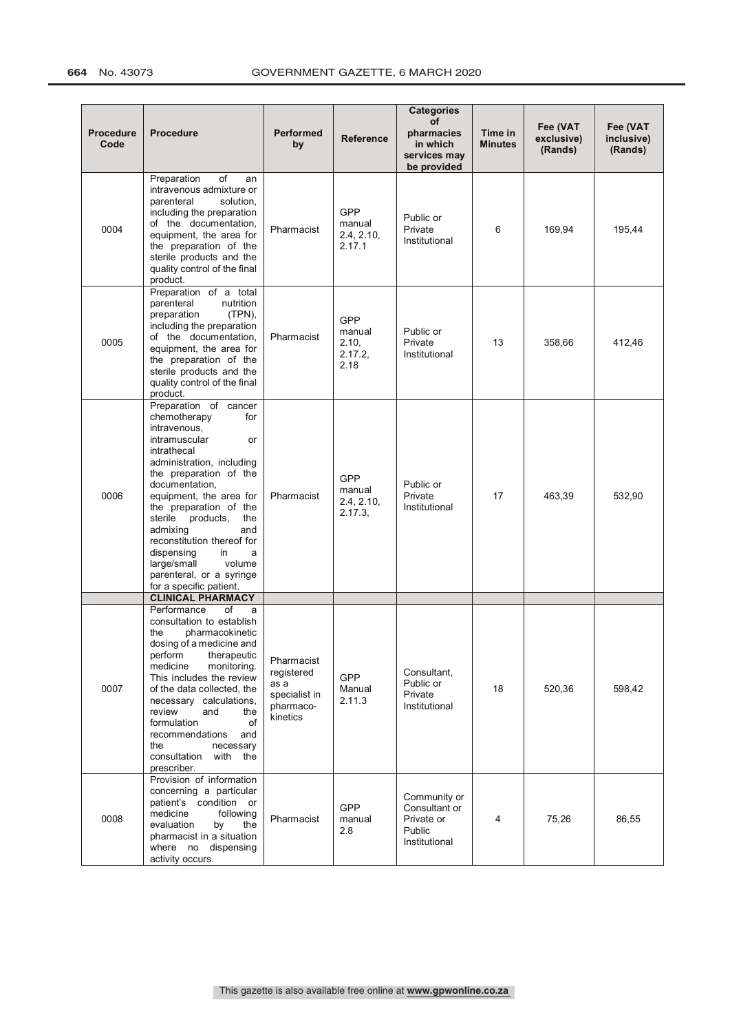| Procedure Code | Procedure | Performed by | Reference | Categories of pharmacies in which services may be provided | Time in Minutes | Fee (VAT exclusive) (Rands) | Fee (VAT inclusive) (Rands) |
|---|---|---|---|---|---|---|---|
| 0004 | Preparation of an intravenous admixture or parenteral solution, including the preparation of the documentation, equipment, the area for the preparation of the sterile products and the quality control of the final product. | Pharmacist | GPP manual 2.4, 2.10, 2.17.1 | Public or Private Institutional | 6 | 169,94 | 195,44 |
| 0005 | Preparation of a total parenteral nutrition preparation (TPN), including the preparation of the documentation, equipment, the area for the preparation of the sterile products and the quality control of the final product. | Pharmacist | GPP manual 2.10, 2.17.2, 2.18 | Public or Private Institutional | 13 | 358,66 | 412,46 |
| 0006 | Preparation of cancer chemotherapy for intravenous, intramuscular or intrathecal administration, including the preparation of the documentation, equipment, the area for the preparation of the sterile products, the admixing and reconstitution thereof for dispensing in a large/small volume parenteral, or a syringe for a specific patient. | Pharmacist | GPP manual 2.4, 2.10, 2.17.3, | Public or Private Institutional | 17 | 463,39 | 532,90 |
| | **CLINICAL PHARMACY** | | | | | | |
| 0007 | Performance of a consultation to establish the pharmacokinetic dosing of a medicine and perform therapeutic medicine monitoring. This includes the review of the data collected, the necessary calculations, review and the formulation of recommendations and the necessary consultation with the prescriber. | Pharmacist registered as a specialist in pharmaco-kinetics | GPP Manual 2.11.3 | Consultant, Public or Private Institutional | 18 | 520,36 | 598,42 |
| 0008 | Provision of information concerning a particular patient's condition or medicine following evaluation by the pharmacist in a situation where no dispensing activity occurs. | Pharmacist | GPP manual 2.8 | Community or Consultant or Private or Public Institutional | 4 | 75,26 | 86,55 |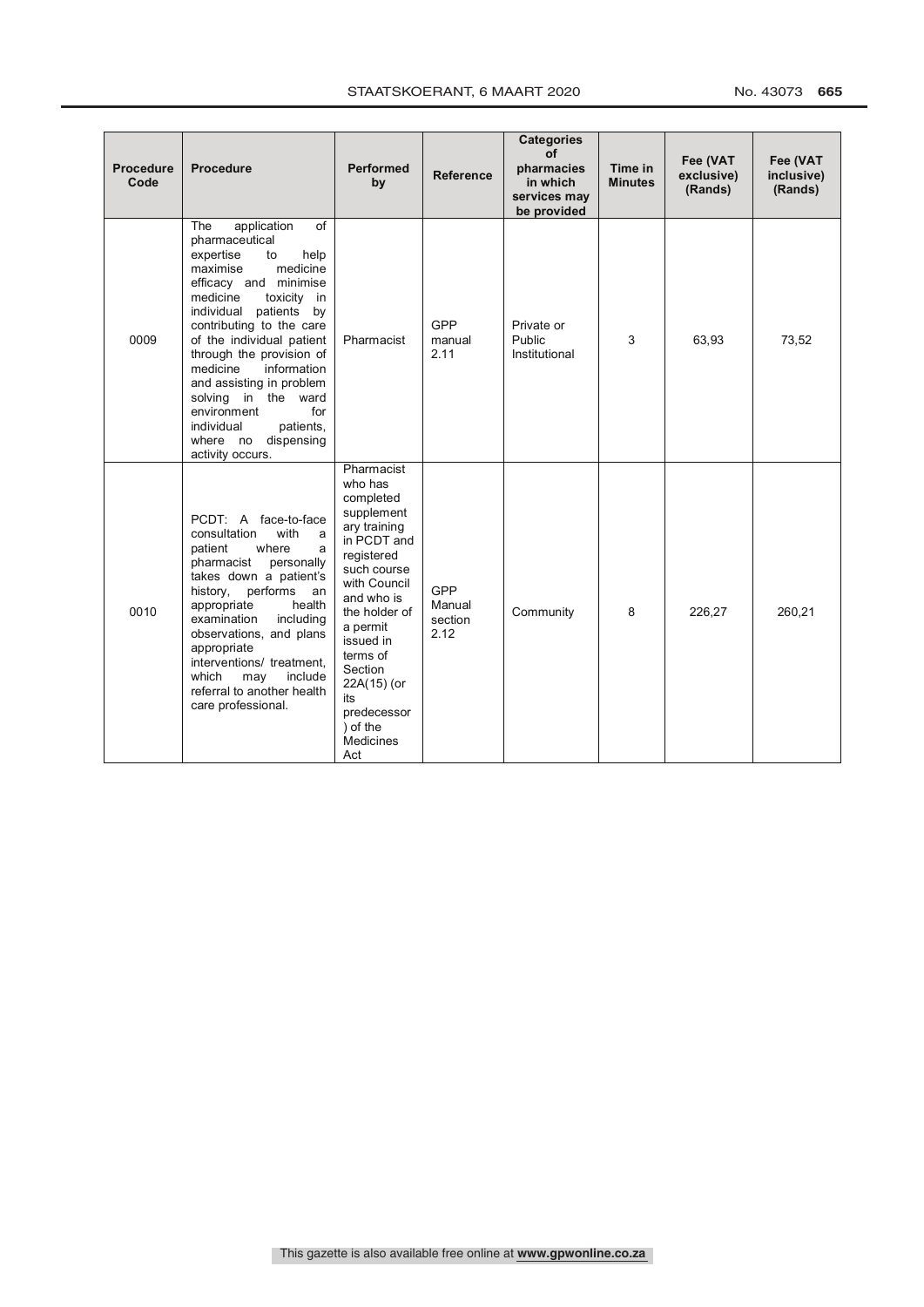| Procedure Code | Procedure | Performed by | Reference | Categories of pharmacies in which services may be provided | Time in Minutes | Fee (VAT exclusive) (Rands) | Fee (VAT inclusive) (Rands) |
|---|---|---|---|---|---|---|---|
| 0009 | The application of pharmaceutical expertise to help maximise medicine efficacy and minimise medicine toxicity in individual patients by contributing to the care of the individual patient through the provision of medicine information and assisting in problem solving in the ward environment for individual patients, where no dispensing activity occurs. | Pharmacist | GPP manual 2.11 | Private or Public Institutional | 3 | 63,93 | 73,52 |
| 0010 | PCDT: A face-to-face consultation with a patient where a pharmacist personally takes down a patient's history, performs an appropriate health examination including observations, and plans appropriate interventions/ treatment, which may include referral to another health care professional. | Pharmacist who has completed supplementary training in PCDT and registered such course with Council and who is the holder of a permit issued in terms of Section 22A(15) (or its predecessor) of the Medicines Act | GPP Manual section 2.12 | Community | 8 | 226,27 | 260,21 |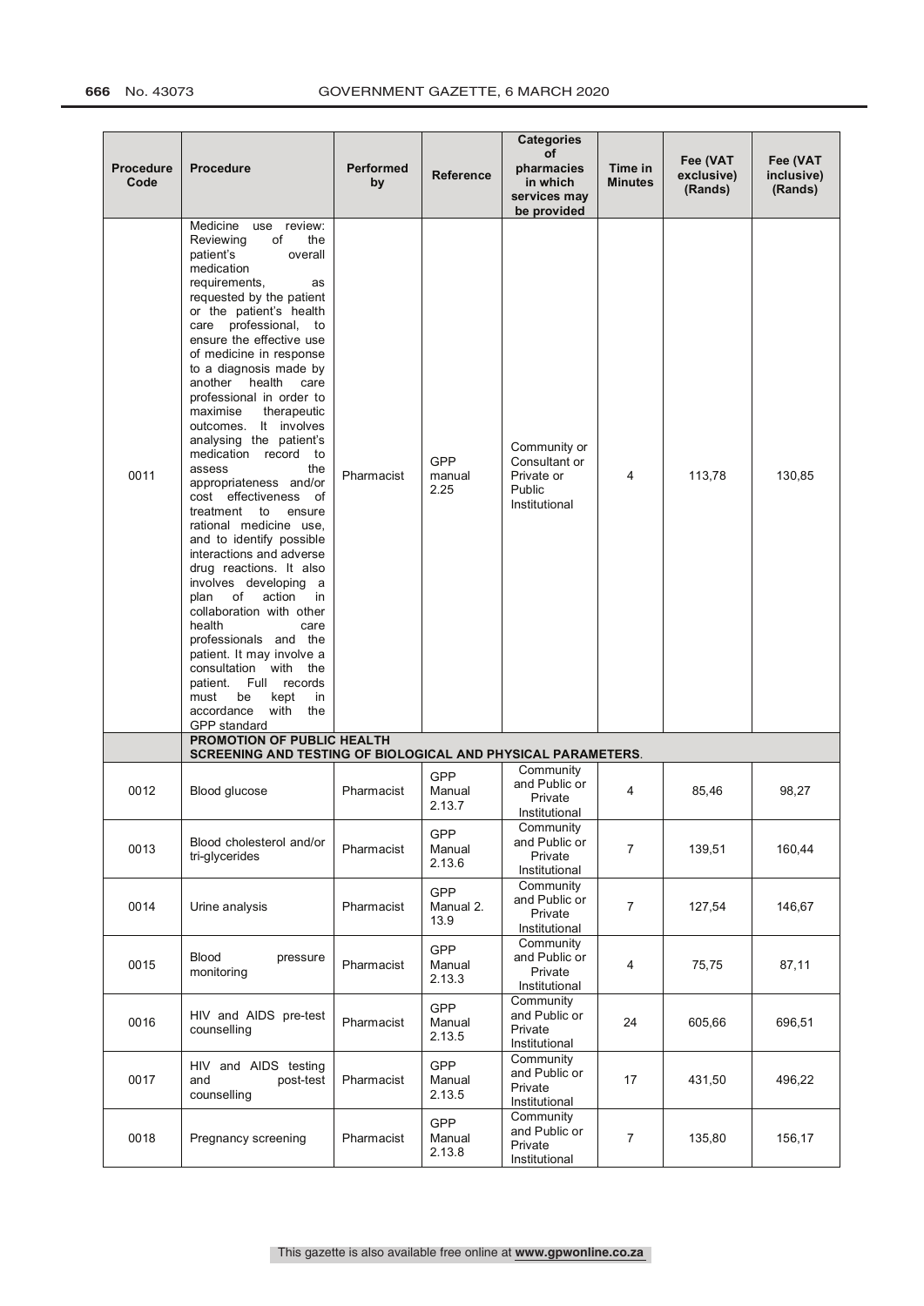| Procedure Code | Procedure | Performed by | Reference | Categories of pharmacies in which services may be provided | Time in Minutes | Fee (VAT exclusive) (Rands) | Fee (VAT inclusive) (Rands) |
|---|---|---|---|---|---|---|---|
| 0011 | Medicine use review: Reviewing of the patient's overall medication requirements, as requested by the patient or the patient's health care professional, to ensure the effective use of medicine in response to a diagnosis made by another health care professional in order to maximise therapeutic outcomes. It involves analysing the patient's medication record to assess the appropriateness and/or cost effectiveness of treatment to ensure rational medicine use, and to identify possible interactions and adverse drug reactions. It also involves developing a plan of action in collaboration with other health care professionals and the patient. It may involve a consultation with the patient. Full records must be kept in accordance with the GPP standard | Pharmacist | GPP manual 2.25 | Community or Consultant or Private or Public Institutional | 4 | 113,78 | 130,85 |
| | **PROMOTION OF PUBLIC HEALTH** **SCREENING AND TESTING OF BIOLOGICAL AND PHYSICAL PARAMETERS.** | | | | | | |
| 0012 | Blood glucose | Pharmacist | GPP Manual 2.13.7 | Community and Public or Private Institutional | 4 | 85,46 | 98,27 |
| 0013 | Blood cholesterol and/or tri-glycerides | Pharmacist | GPP Manual 2.13.6 | Community and Public or Private Institutional | 7 | 139,51 | 160,44 |
| 0014 | Urine analysis | Pharmacist | GPP Manual 2. 13.9 | Community and Public or Private Institutional | 7 | 127,54 | 146,67 |
| 0015 | Blood pressure monitoring | Pharmacist | GPP Manual 2.13.3 | Community and Public or Private Institutional | 4 | 75,75 | 87,11 |
| 0016 | HIV and AIDS pre-test counselling | Pharmacist | GPP Manual 2.13.5 | Community and Public or Private Institutional | 24 | 605,66 | 696,51 |
| 0017 | HIV and AIDS testing and post-test counselling | Pharmacist | GPP Manual 2.13.5 | Community and Public or Private Institutional | 17 | 431,50 | 496,22 |
| 0018 | Pregnancy screening | Pharmacist | GPP Manual 2.13.8 | Community and Public or Private Institutional | 7 | 135,80 | 156,17 |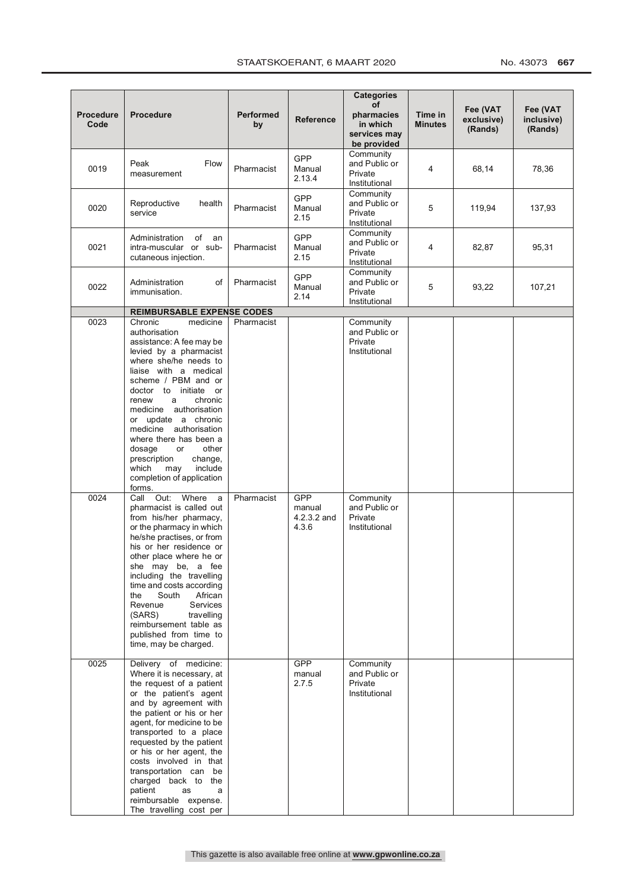| Procedure Code | Procedure | Performed by | Reference | Categories of pharmacies in which services may be provided | Time in Minutes | Fee (VAT exclusive) (Rands) | Fee (VAT inclusive) (Rands) |
|---|---|---|---|---|---|---|---|
| 0019 | Peak Flow measurement | Pharmacist | GPP Manual 2.13.4 | Community and Public or Private Institutional | 4 | 68,14 | 78,36 |
| 0020 | Reproductive health service | Pharmacist | GPP Manual 2.15 | Community and Public or Private Institutional | 5 | 119,94 | 137,93 |
| 0021 | Administration of an intra-muscular or sub-cutaneous injection. | Pharmacist | GPP Manual 2.15 | Community and Public or Private Institutional | 4 | 82,87 | 95,31 |
| 0022 | Administration of immunisation. | Pharmacist | GPP Manual 2.14 | Community and Public or Private Institutional | 5 | 93,22 | 107,21 |
| | **REIMBURSABLE EXPENSE CODES** | | | | | | |
| 0023 | Chronic medicine authorisation assistance: A fee may be levied by a pharmacist where she/he needs to liaise with a medical scheme / PBM and or doctor to initiate or renew a chronic medicine authorisation or update a chronic medicine authorisation where there has been a dosage or other prescription change, which may include completion of application forms. | Pharmacist | | Community and Public or Private Institutional | | | |
| 0024 | Call Out: Where a pharmacist is called out from his/her pharmacy, or the pharmacy in which he/she practises, or from his or her residence or other place where he or she may be, a fee including the travelling time and costs according the South African Revenue Services (SARS) travelling reimbursement table as published from time to time, may be charged. | Pharmacist | GPP manual 4.2.3.2 and 4.3.6 | Community and Public or Private Institutional | | | |
| 0025 | Delivery of medicine: Where it is necessary, at the request of a patient or the patient's agent and by agreement with the patient or his or her agent, for medicine to be transported to a place requested by the patient or his or her agent, the costs involved in that transportation can be charged back to the patient as a reimbursable expense. The travelling cost per | | GPP manual 2.7.5 | Community and Public or Private Institutional | | | |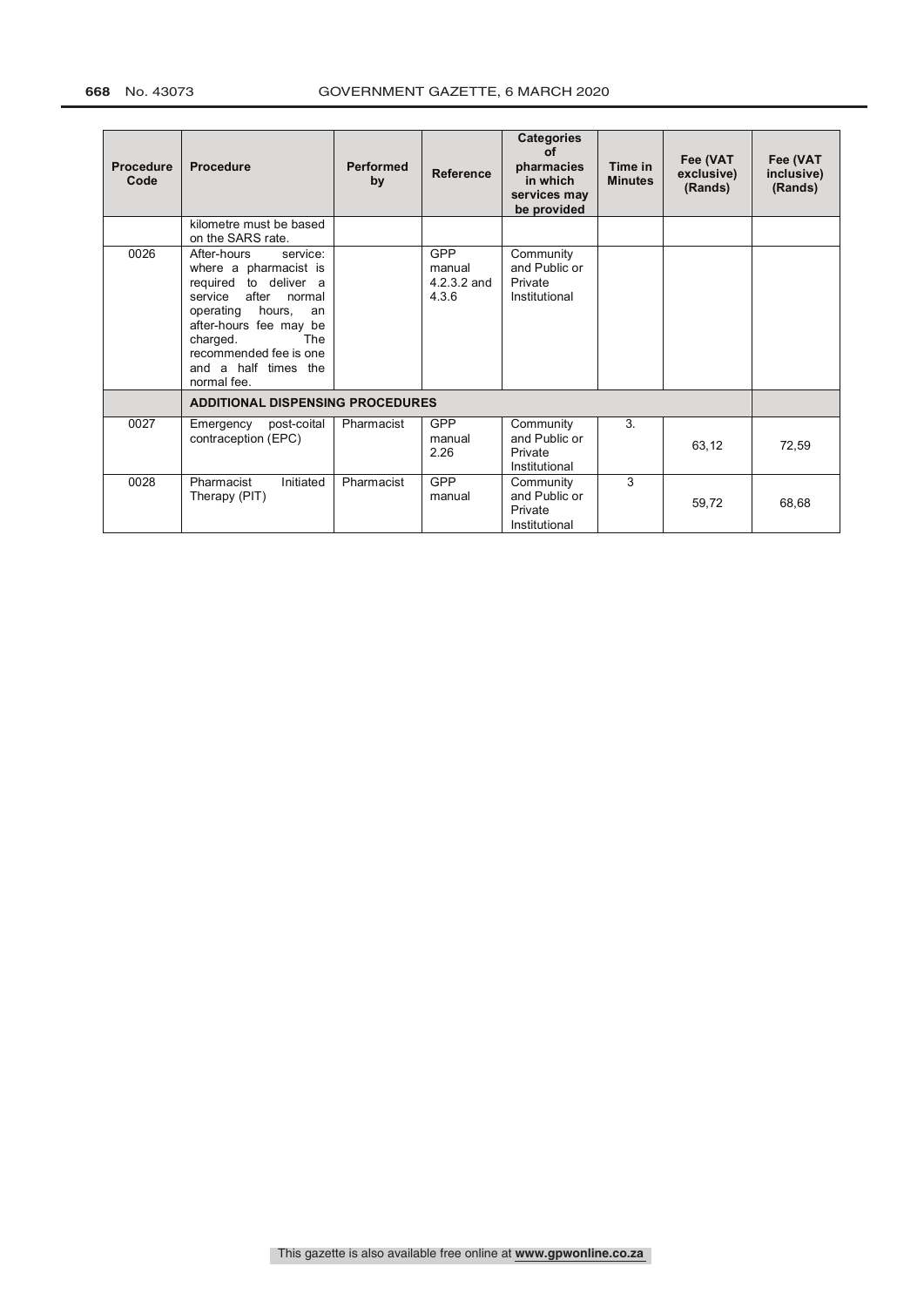| Procedure Code | Procedure | Performed by | Reference | Categories of pharmacies in which services may be provided | Time in Minutes | Fee (VAT exclusive) (Rands) | Fee (VAT inclusive) (Rands) |
|---|---|---|---|---|---|---|---|
| | kilometre must be based on the SARS rate. | | | | | | |
| 0026 | After-hours service: where a pharmacist is required to deliver a service after normal operating hours, an after-hours fee may be charged. The recommended fee is one and a half times the normal fee. | | GPP manual 4.2.3.2 and 4.3.6 | Community and Public or Private Institutional | | | |
| | **ADDITIONAL DISPENSING PROCEDURES** | | | | | | |
| 0027 | Emergency post-coital contraception (EPC) | Pharmacist | GPP manual 2.26 | Community and Public or Private Institutional | 3. | 63,12 | 72,59 |
| 0028 | Pharmacist Initiated Therapy (PIT) | Pharmacist | GPP manual | Community and Public or Private Institutional | 3 | 59,72 | 68,68 |